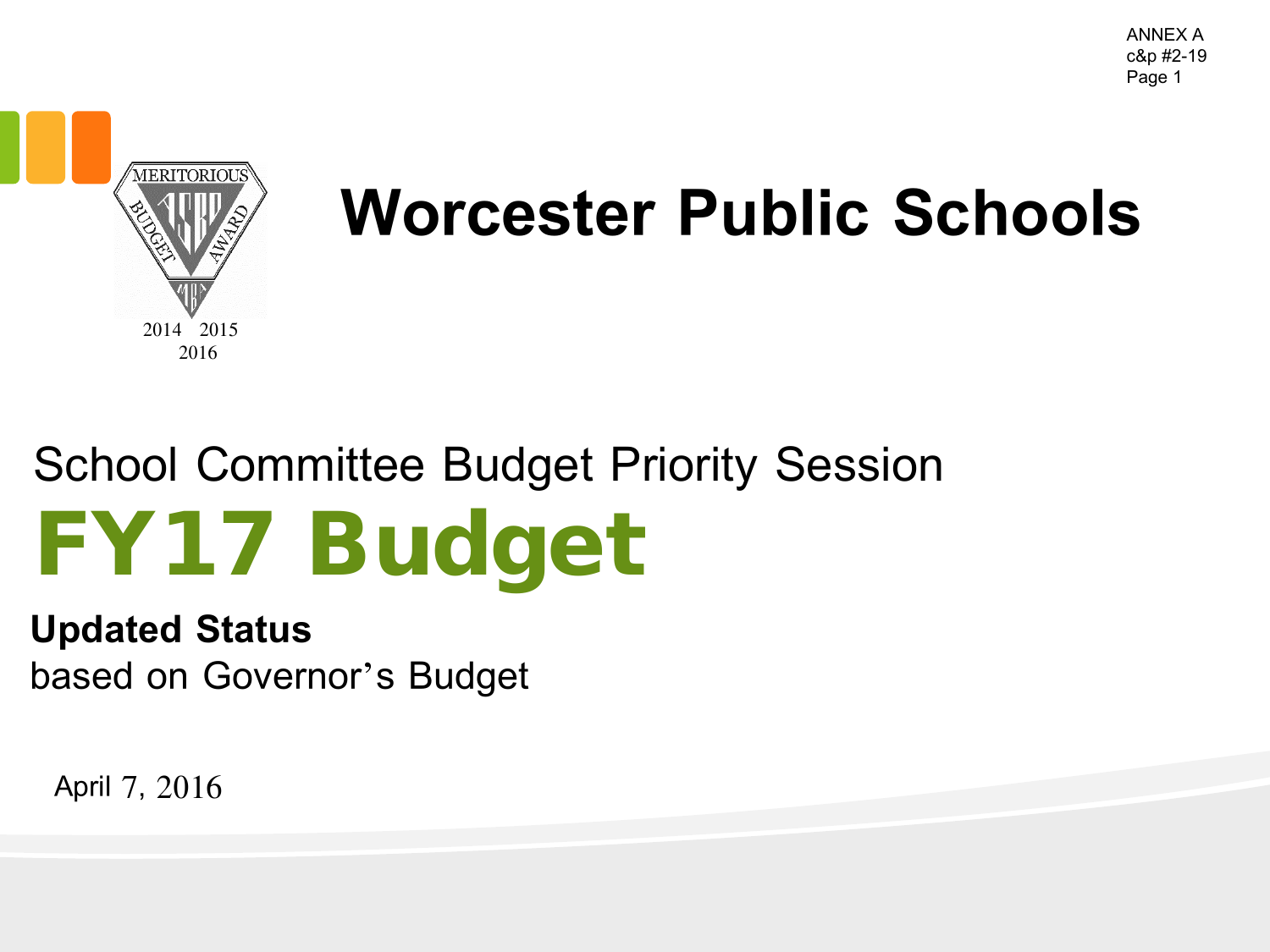ANNEX A
c&p #2-19
Page 1

MERITORIOUS BUDGET AWARD

2014 2015
2016

# Worcester Public Schools

## School Committee Budget Priority Session

# FY17 Budget

**Updated Status**

based on Governor's Budget

April 7, 2016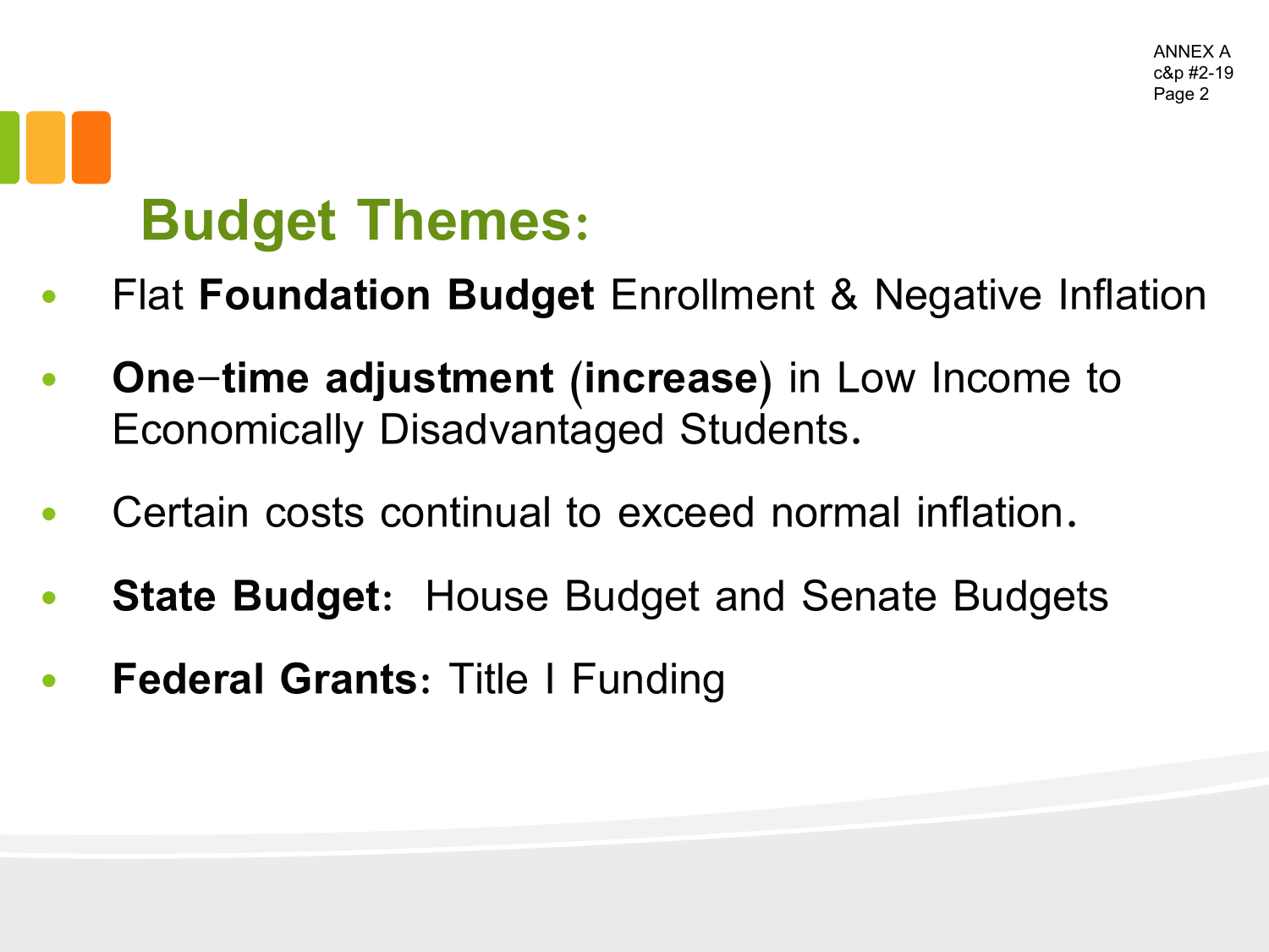ANNEX A
c&p #2-19

## Budget Themes:

- Flat **Foundation Budget** Enrollment & Negative Inflation
- **One-time adjustment (increase)** in Low Income to Economically Disadvantaged Students.
- Certain costs continual to exceed normal inflation.
- **State Budget:** House Budget and Senate Budgets
- **Federal Grants:** Title I Funding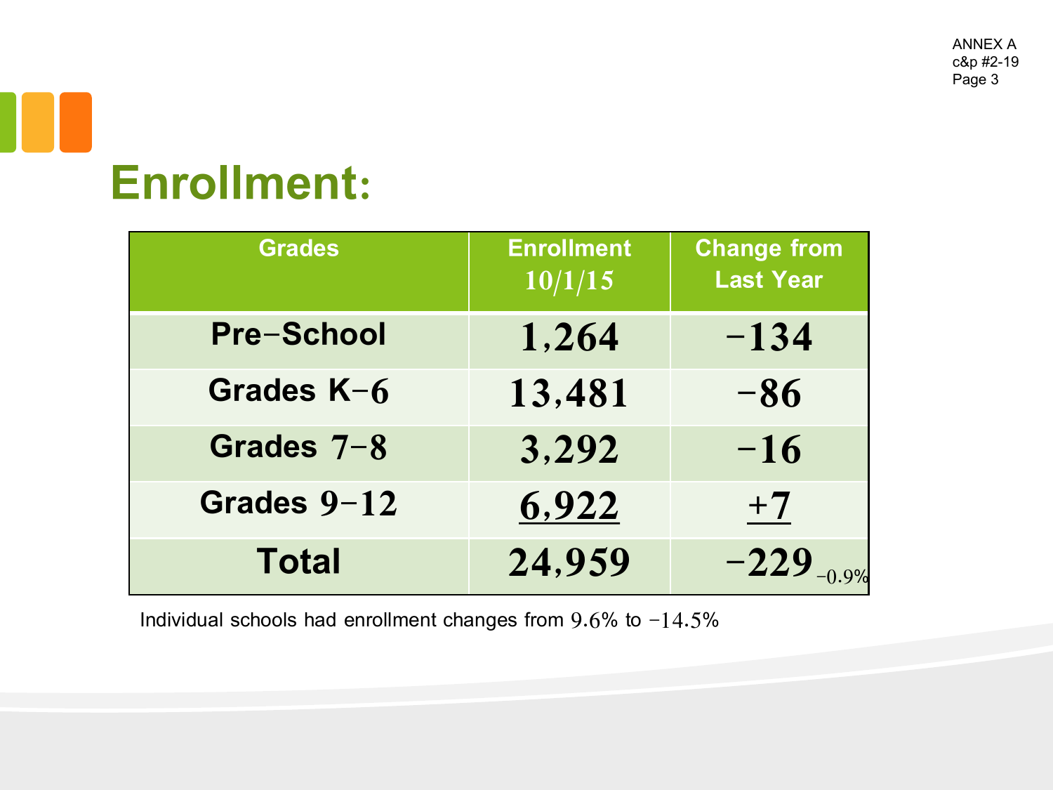## Enrollment:

| Grades | Enrollment 10/1/15 | Change from Last Year |
|---|---|---|
| Pre-School | 1,264 | −134 |
| Grades K−6 | 13,481 | −86 |
| Grades 7−8 | 3,292 | −16 |
| Grades 9−12 | 6,922 | +7 |
| **Total** | **24,959** | **−229** −0.9% |

Individual schools had enrollment changes from 9.6% to −14.5%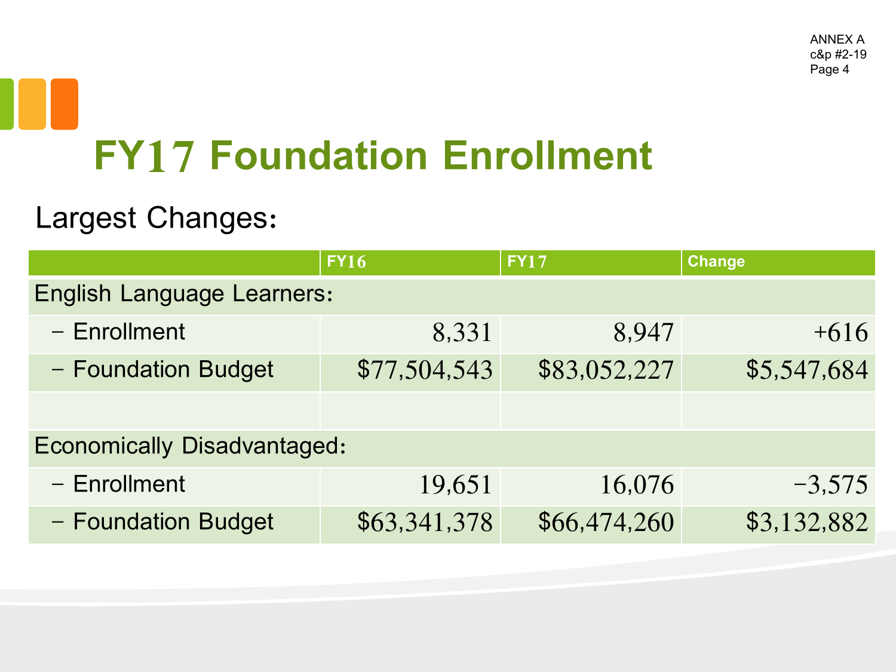ANNEX A
c&p #2-19
Page 4

# FY17 Foundation Enrollment

## Largest Changes:

| | FY16 | FY17 | Change |
|---|---|---|---|
| English Language Learners: | | | |
| − Enrollment | 8,331 | 8,947 | +616 |
| − Foundation Budget | $77,504,543 | $83,052,227 | $5,547,684 |
| | | | |
| Economically Disadvantaged: | | | |
| − Enrollment | 19,651 | 16,076 | −3,575 |
| − Foundation Budget | $63,341,378 | $66,474,260 | $3,132,882 |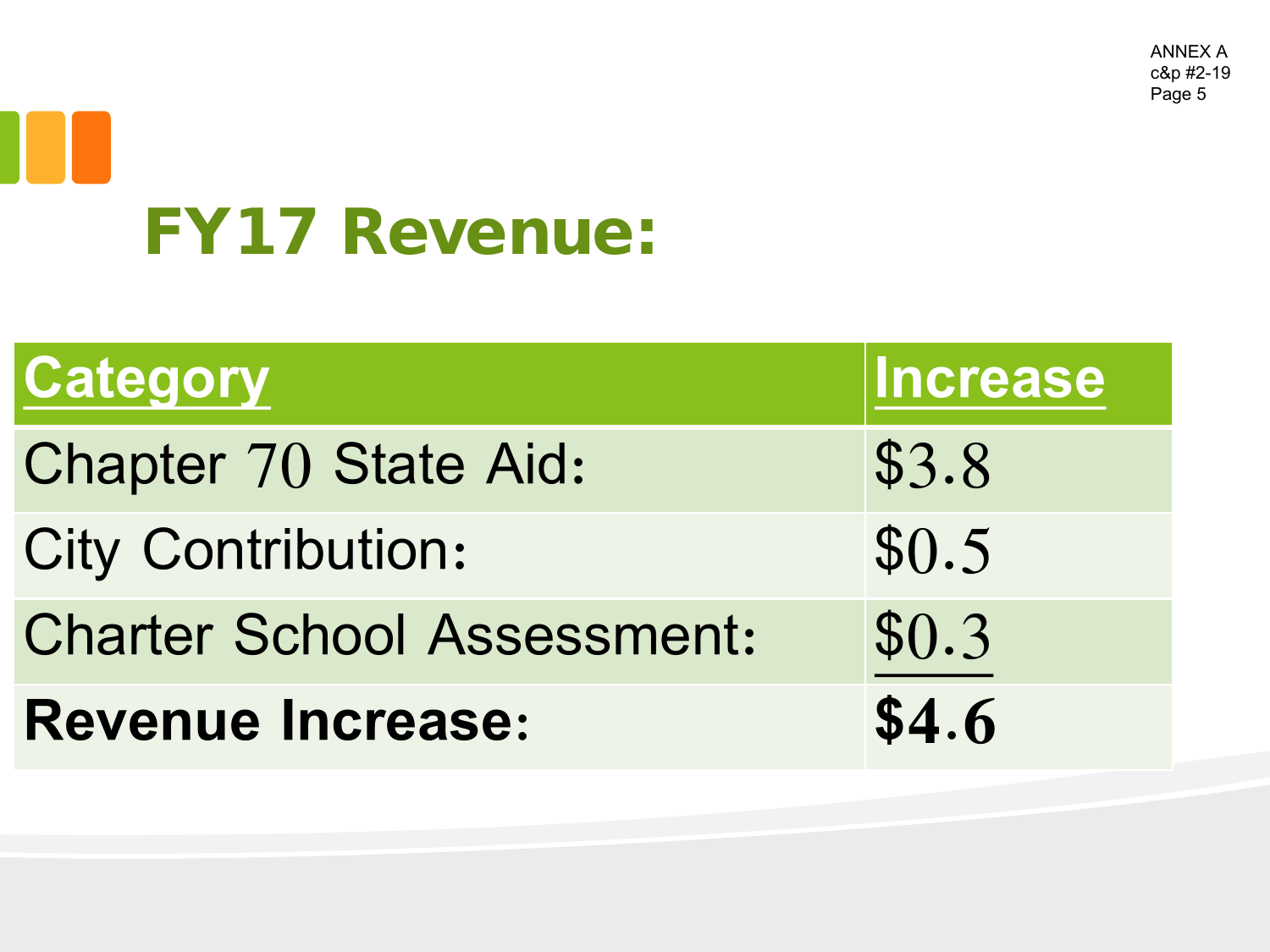ANNEX A
c&p #2-19
Page 5

# FY17 Revenue:

| Category | Increase |
|---|---|
| Chapter 70 State Aid: | $3.8 |
| City Contribution: | $0.5 |
| Charter School Assessment: | $0.3 |
| **Revenue Increase:** | **$4.6** |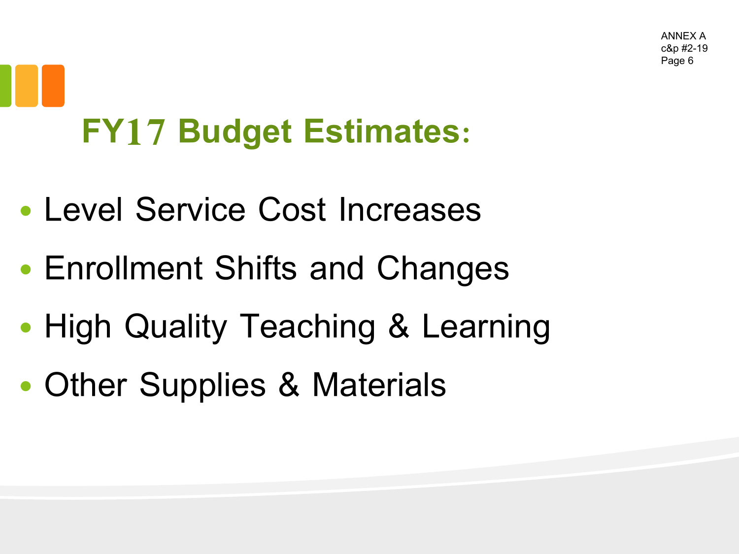ANNEX A
c&p #2-19
Page 6

# FY17 Budget Estimates:

- Level Service Cost Increases
- Enrollment Shifts and Changes
- High Quality Teaching & Learning
- Other Supplies & Materials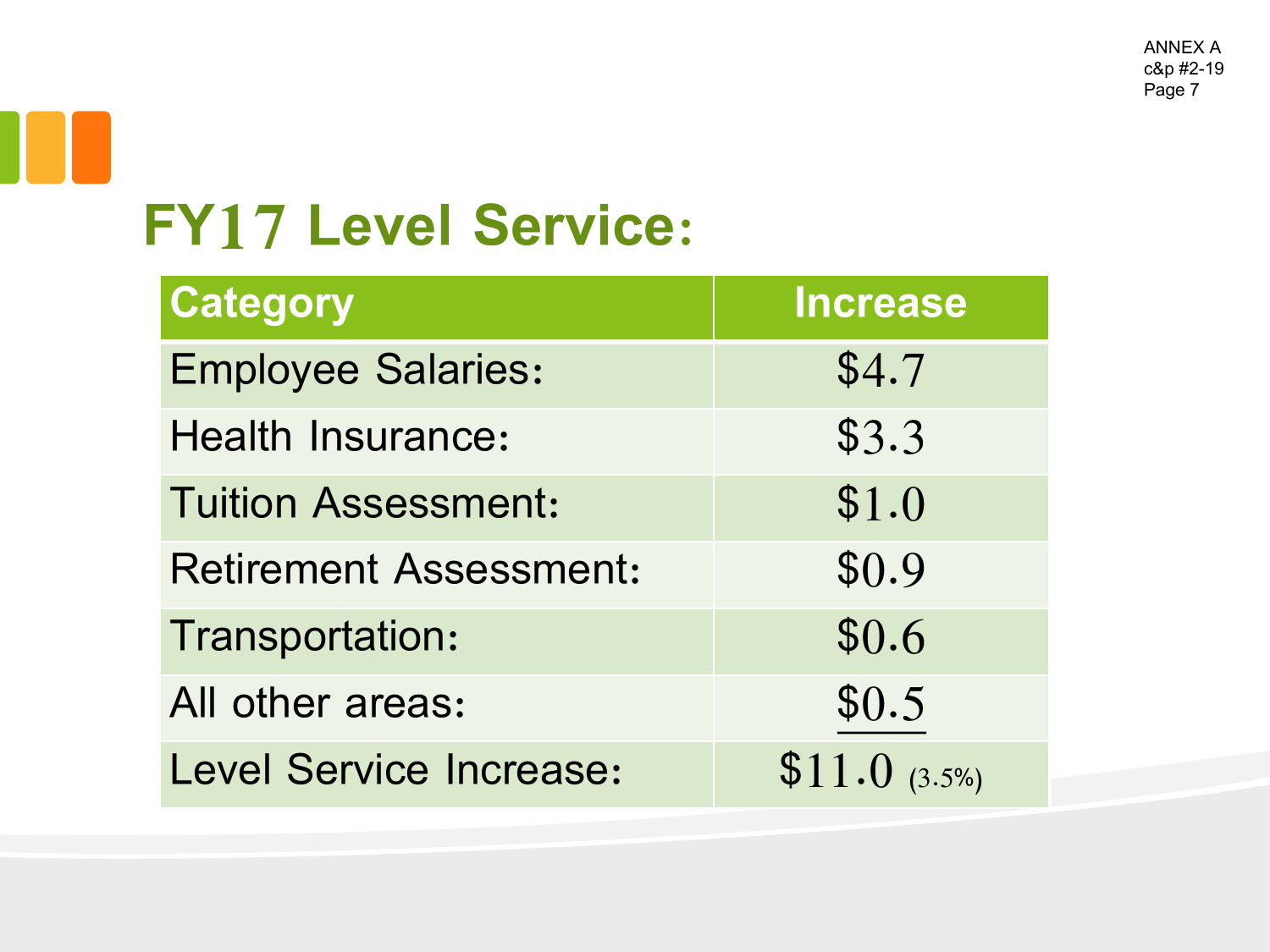ANNEX A
c&p #2-19

# FY17 Level Service:

| Category | Increase |
|---|---|
| Employee Salaries: | $4.7 |
| Health Insurance: | $3.3 |
| Tuition Assessment: | $1.0 |
| Retirement Assessment: | $0.9 |
| Transportation: | $0.6 |
| All other areas: | $0.5 |
| Level Service Increase: | $11.0 (3.5%) |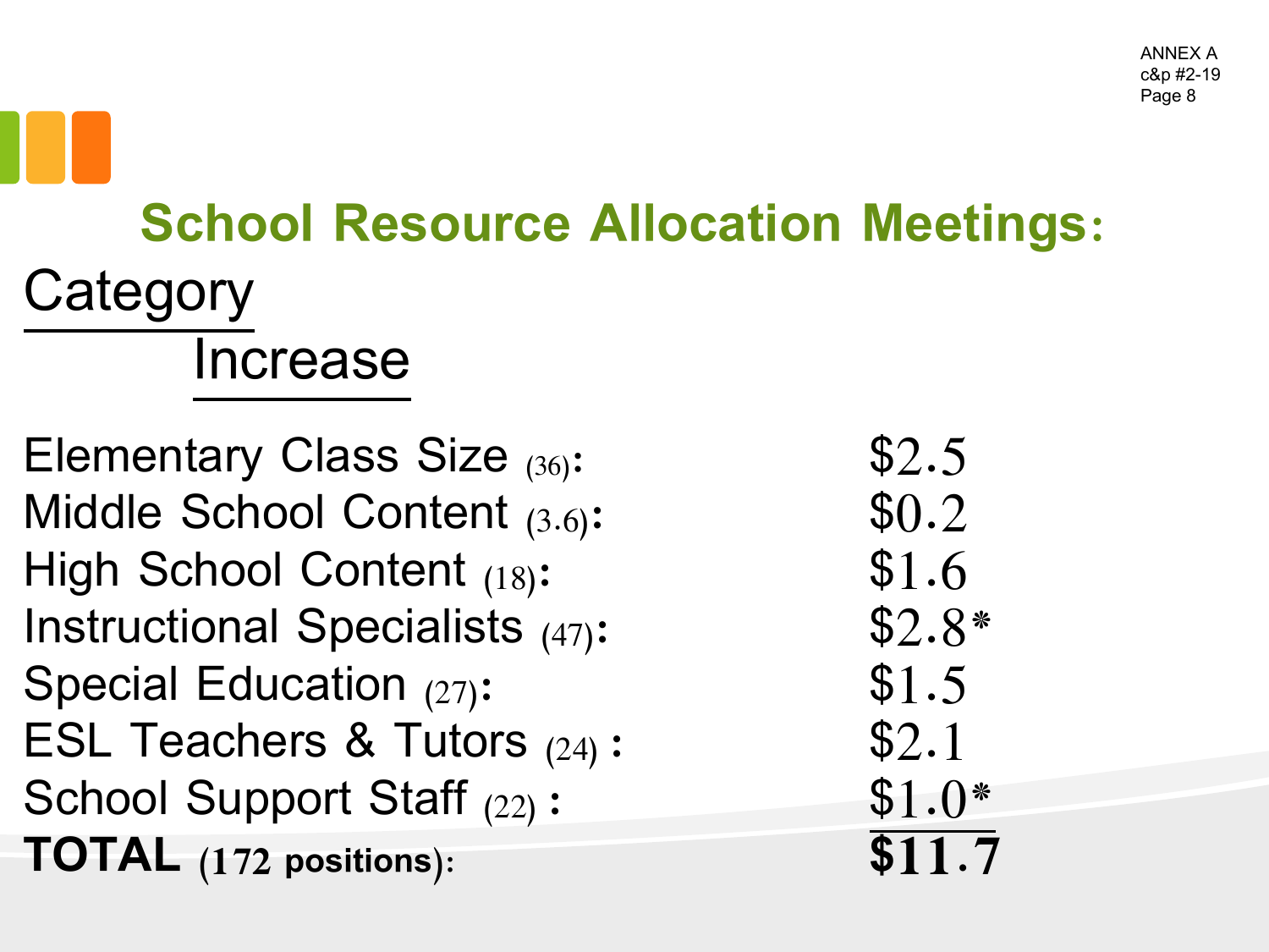## School Resource Allocation Meetings:

| Category | Increase |
| --- | --- |
| Elementary Class Size (36): | $2.5 |
| Middle School Content (3.6): | $0.2 |
| High School Content (18): | $1.6 |
| Instructional Specialists (47): | $2.8* |
| Special Education (27): | $1.5 |
| ESL Teachers & Tutors (24) : | $2.1 |
| School Support Staff (22) : | $1.0* |
| **TOTAL (172 positions):** | **$11.7** |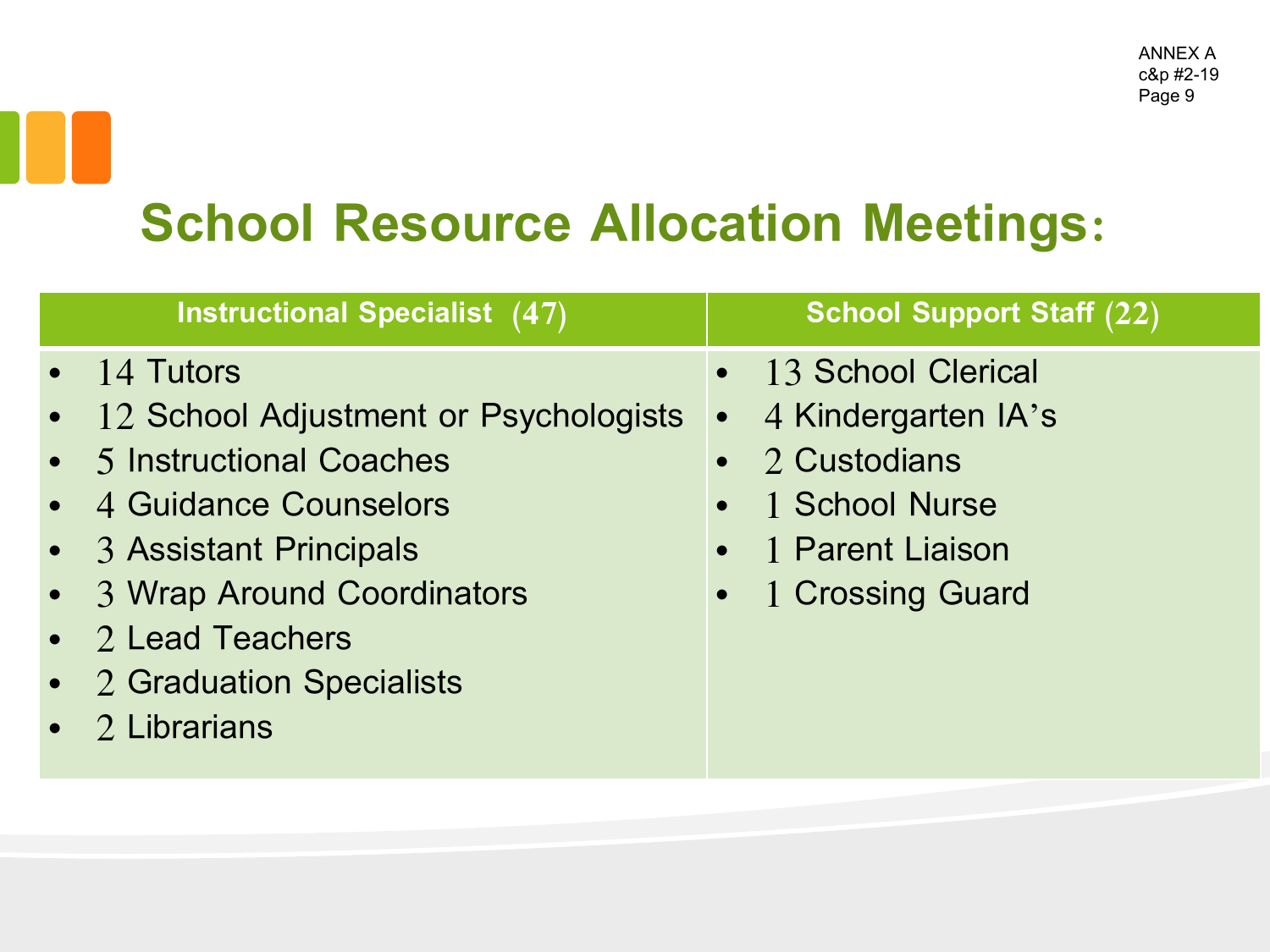# School Resource Allocation Meetings:

| Instructional Specialist (47) | School Support Staff (22) |
|---|---|
| • 14 Tutors<br>• 12 School Adjustment or Psychologists<br>• 5 Instructional Coaches<br>• 4 Guidance Counselors<br>• 3 Assistant Principals<br>• 3 Wrap Around Coordinators<br>• 2 Lead Teachers<br>• 2 Graduation Specialists<br>• 2 Librarians | • 13 School Clerical<br>• 4 Kindergarten IA's<br>• 2 Custodians<br>• 1 School Nurse<br>• 1 Parent Liaison<br>• 1 Crossing Guard |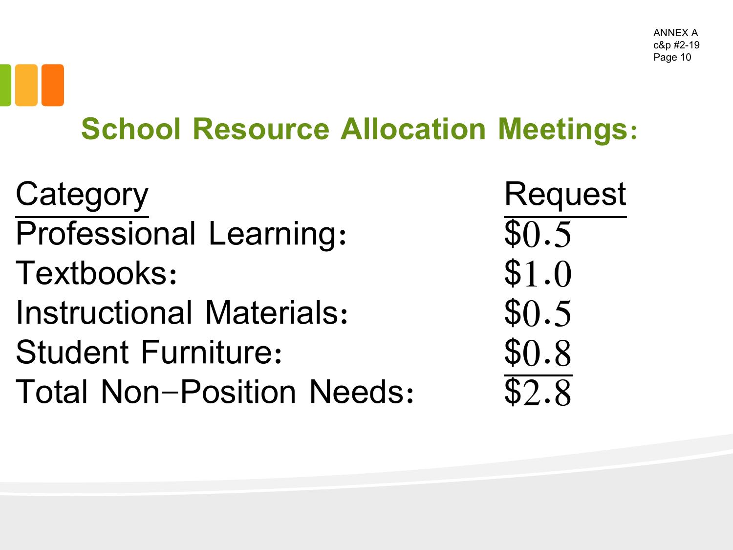## School Resource Allocation Meetings:

| Category | Request |
| --- | --- |
| Professional Learning: | $0.5 |
| Textbooks: | $1.0 |
| Instructional Materials: | $0.5 |
| Student Furniture: | $0.8 |
| Total Non-Position Needs: | $2.8 |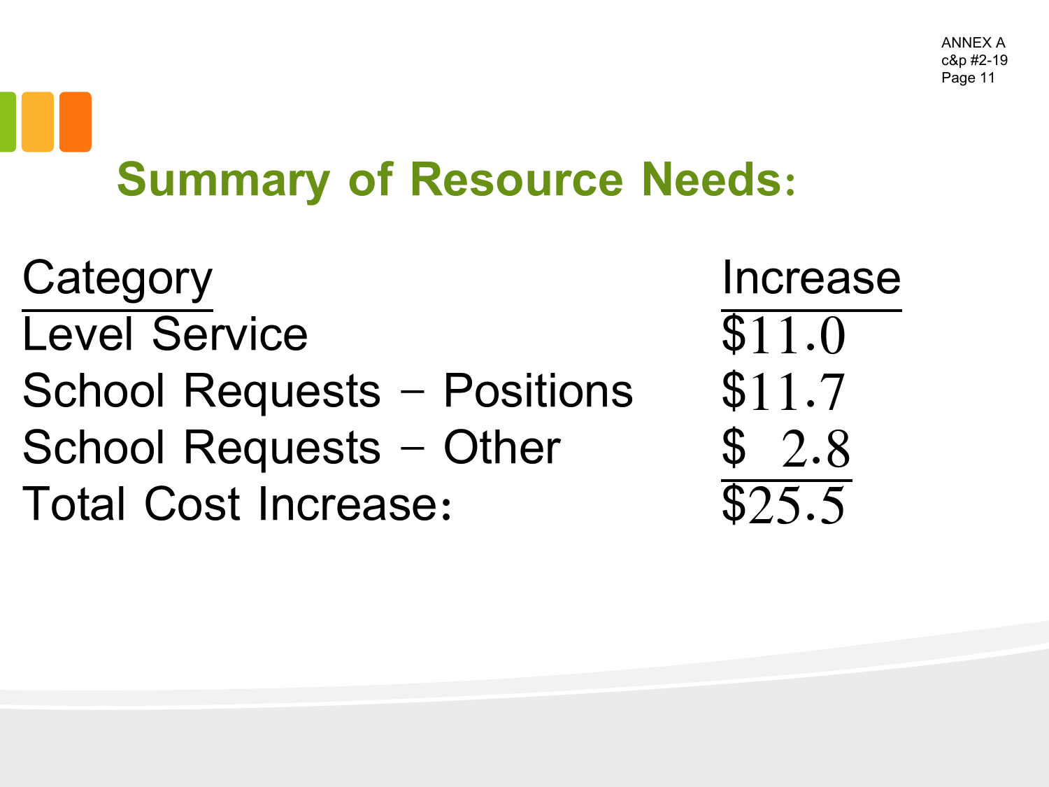## Summary of Resource Needs:

| Category | Increase |
| --- | --- |
| Level Service | $11.0 |
| School Requests – Positions | $11.7 |
| School Requests – Other | $ 2.8 |
| Total Cost Increase: | $25.5 |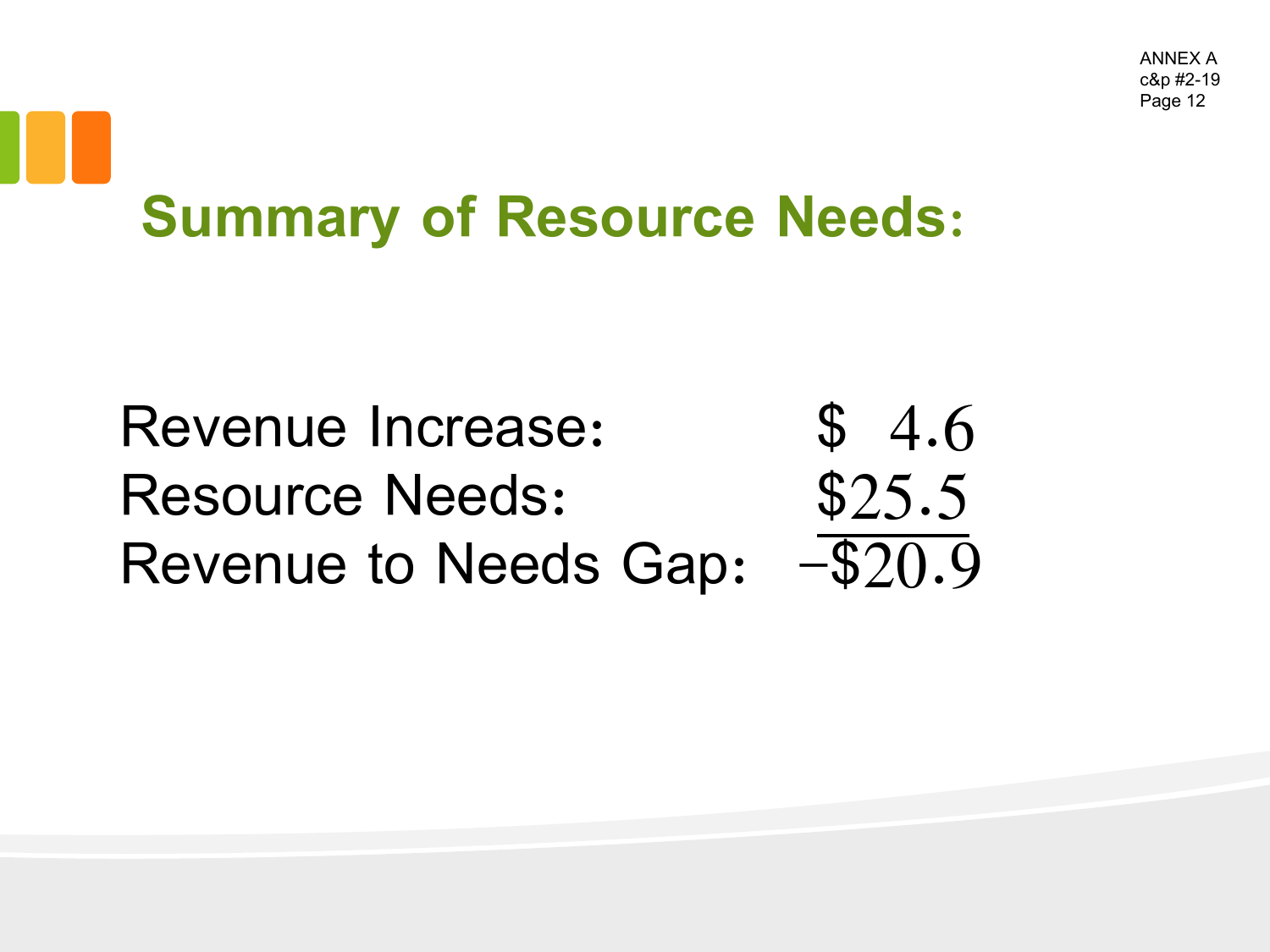## Summary of Resource Needs:

| | |
|---|---|
| Revenue Increase: | $ 4.6 |
| Resource Needs: | $25.5 |
| Revenue to Needs Gap: | −$20.9 |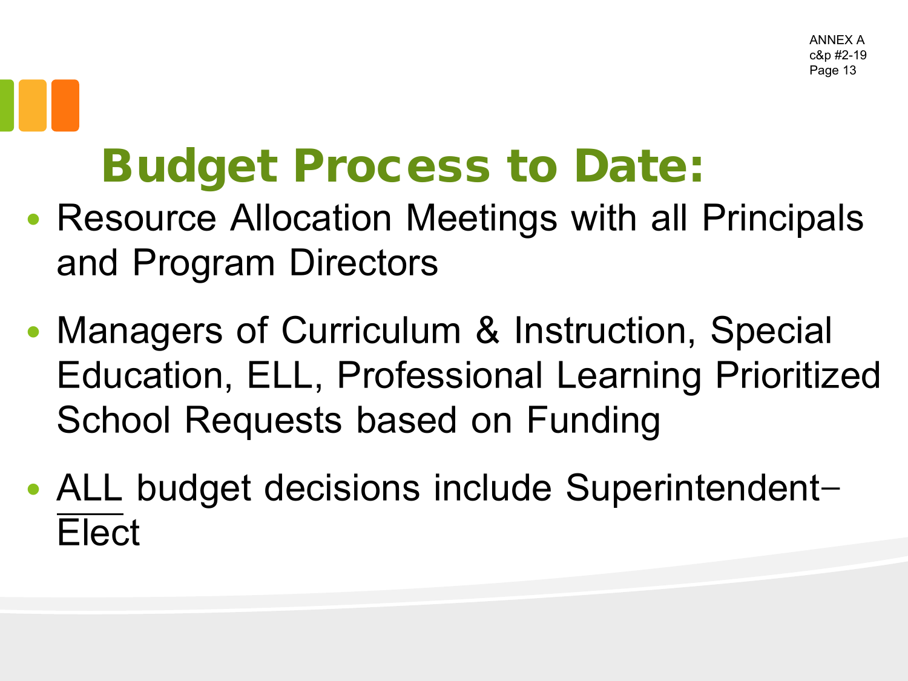ANNEX A
c&p #2-19
Page 13

# Budget Process to Date:

- Resource Allocation Meetings with all Principals and Program Directors
- Managers of Curriculum & Instruction, Special Education, ELL, Professional Learning Prioritized School Requests based on Funding
- ALL budget decisions include Superintendent–Elect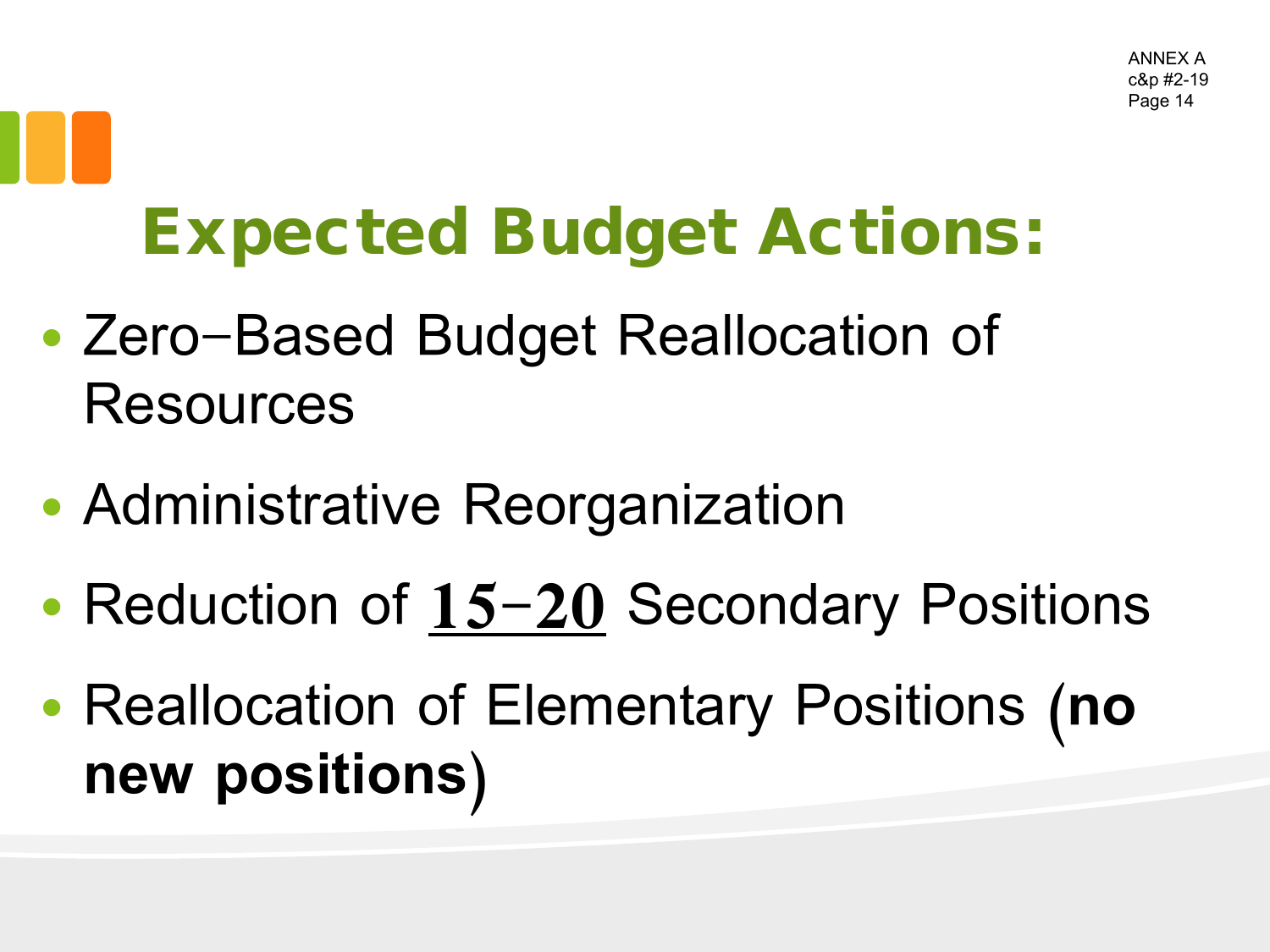# Expected Budget Actions:

- Zero–Based Budget Reallocation of Resources
- Administrative Reorganization
- Reduction of **15–20** Secondary Positions
- Reallocation of Elementary Positions (**no new positions**)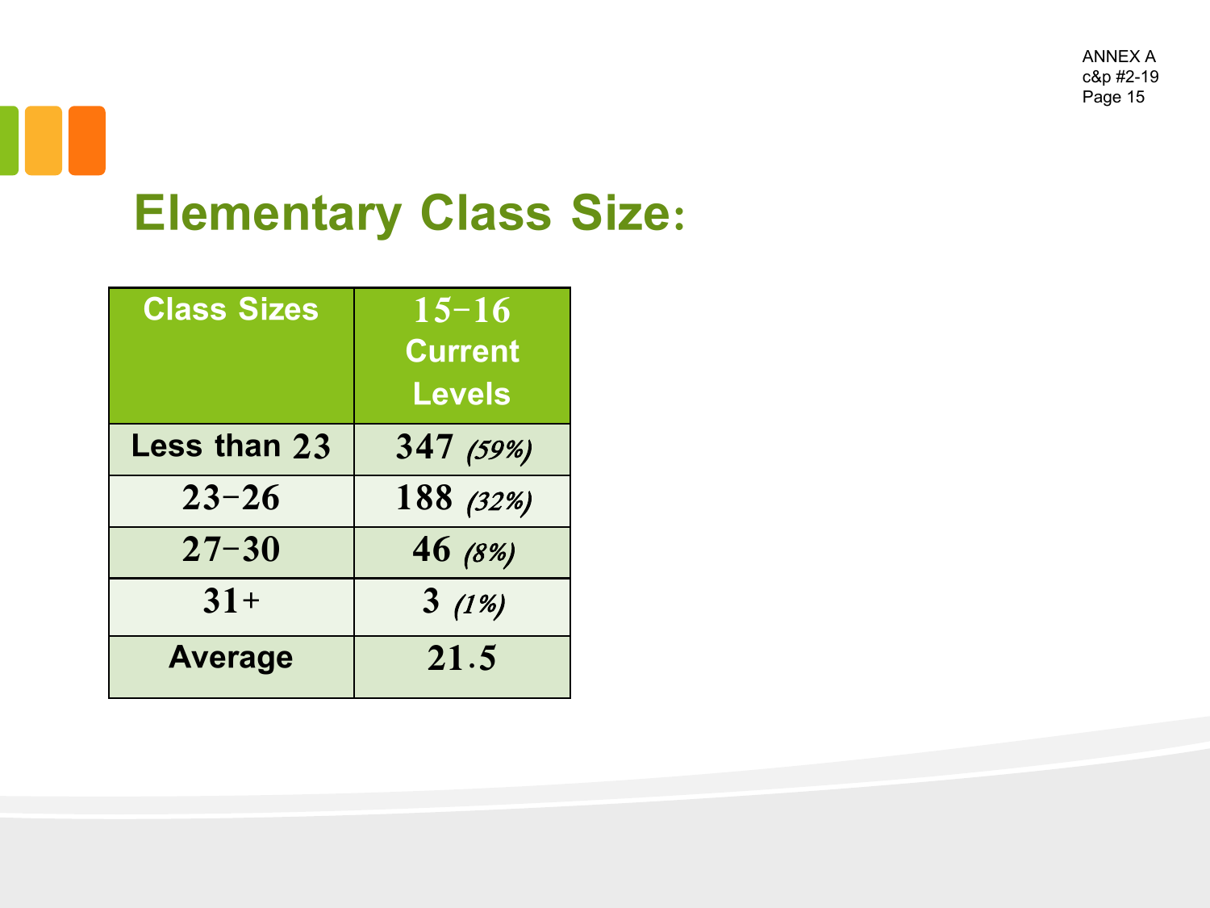# Elementary Class Size:

| Class Sizes | 15-16 Current Levels |
| --- | --- |
| Less than 23 | 347 *(59%)* |
| 23-26 | 188 *(32%)* |
| 27-30 | 46 *(8%)* |
| 31+ | 3 *(1%)* |
| Average | 21.5 |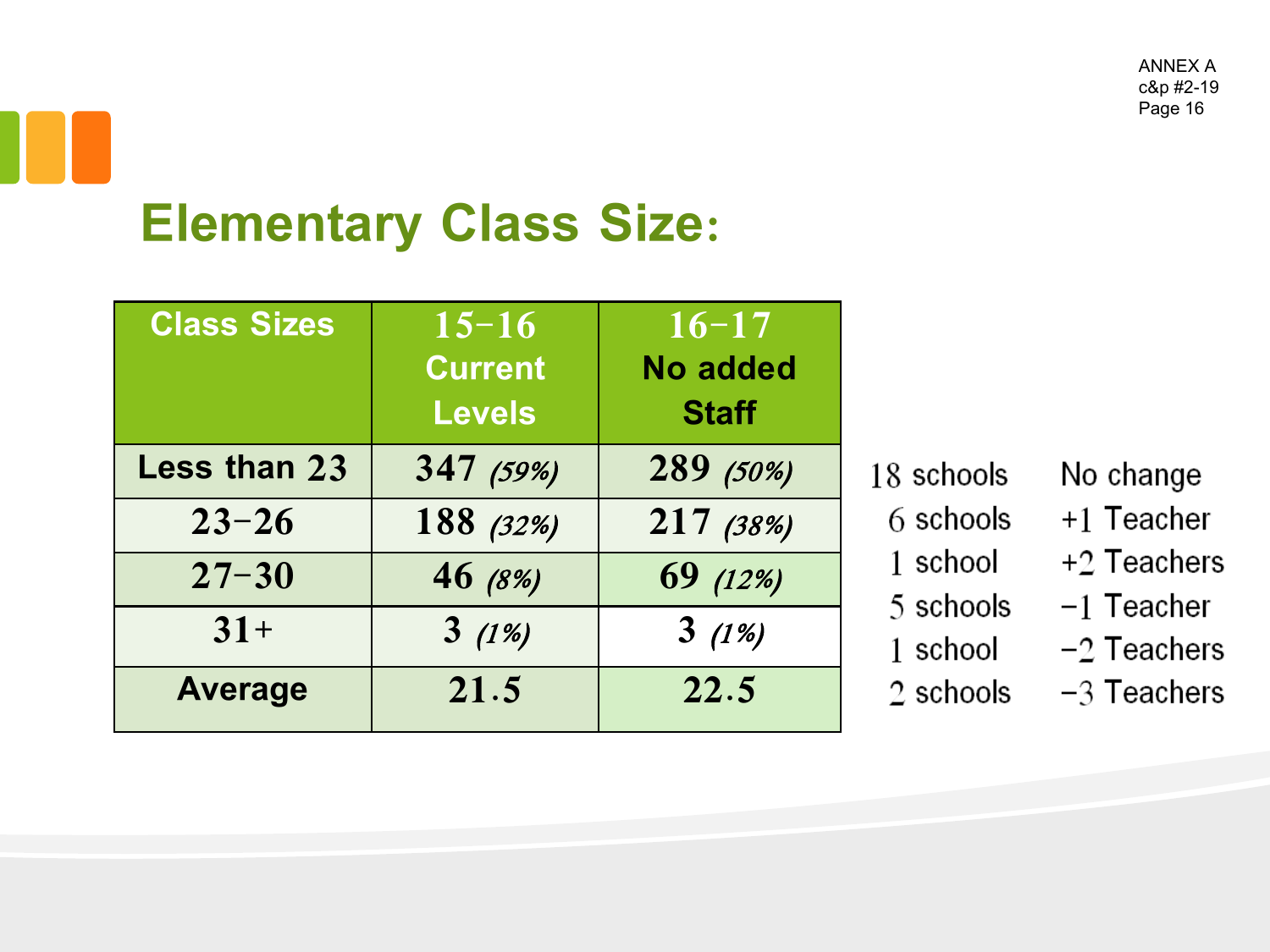ANNEX A
c&p #2-19
Page 16

# Elementary Class Size:

| Class Sizes | 15-16 Current Levels | 16-17 No added Staff |
|---|---|---|
| Less than 23 | 347 *(59%)* | 289 *(50%)* |
| 23-26 | 188 *(32%)* | 217 *(38%)* |
| 27-30 | 46 *(8%)* | 69 *(12%)* |
| 31+ | 3 *(1%)* | 3 *(1%)* |
| Average | 21.5 | 22.5 |

| | |
|---|---|
| 18 schools | No change |
| 6 schools | +1 Teacher |
| 1 school | +2 Teachers |
| 5 schools | -1 Teacher |
| 1 school | -2 Teachers |
| 2 schools | -3 Teachers |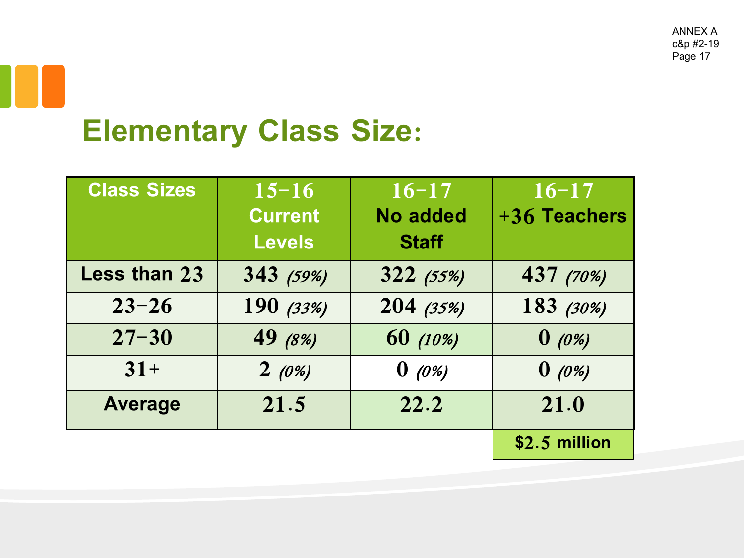## Elementary Class Size:

| Class Sizes | 15-16 Current Levels | 16-17 No added Staff | 16-17 +36 Teachers |
|---|---|---|---|
| Less than 23 | 343 *(59%)* | 322 *(55%)* | 437 *(70%)* |
| 23-26 | 190 *(33%)* | 204 *(35%)* | 183 *(30%)* |
| 27-30 | 49 *(8%)* | 60 *(10%)* | 0 *(0%)* |
| 31+ | 2 *(0%)* | 0 *(0%)* | 0 *(0%)* |
| Average | 21.5 | 22.2 | 21.0 |
| | | | $2.5 million |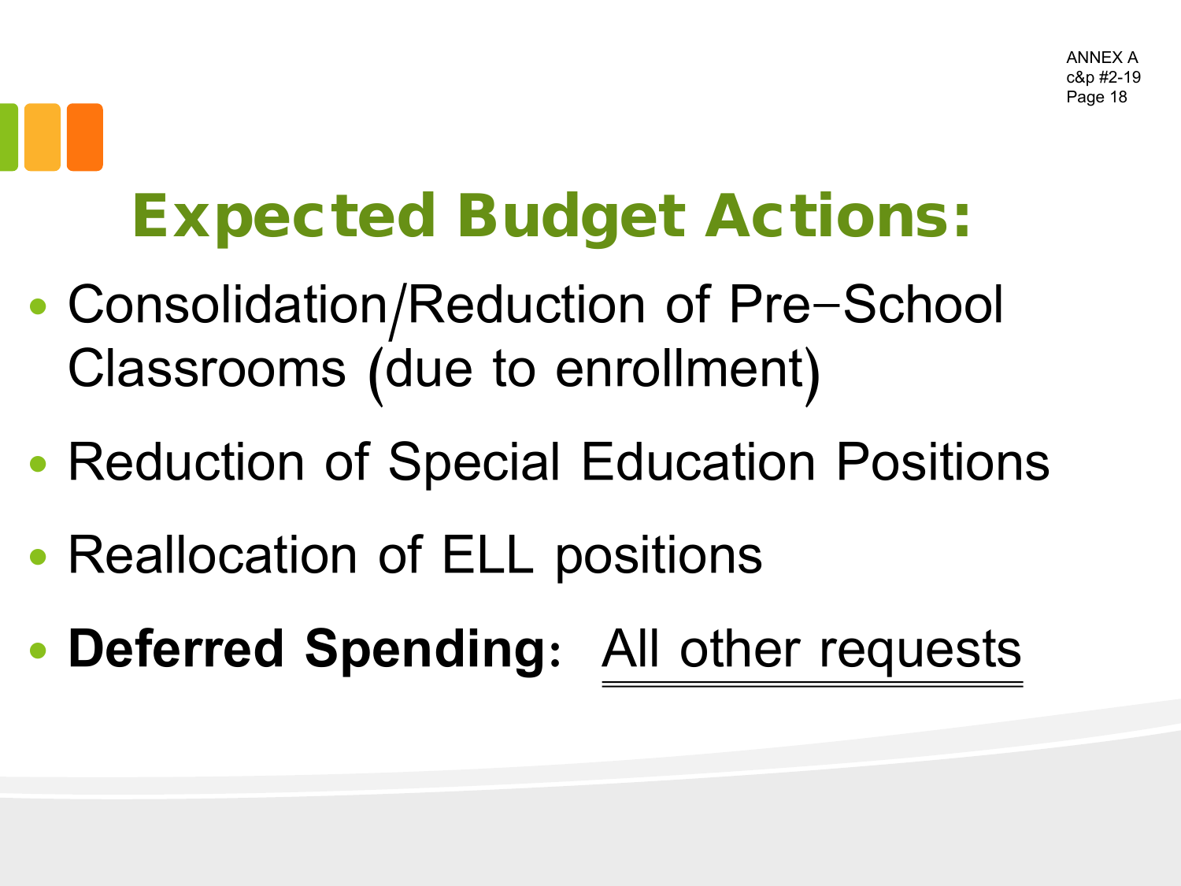ANNEX A
c&p #2-19

# Expected Budget Actions:

- Consolidation/Reduction of Pre−School Classrooms (due to enrollment)
- Reduction of Special Education Positions
- Reallocation of ELL positions
- **Deferred Spending:** <u>All other requests</u>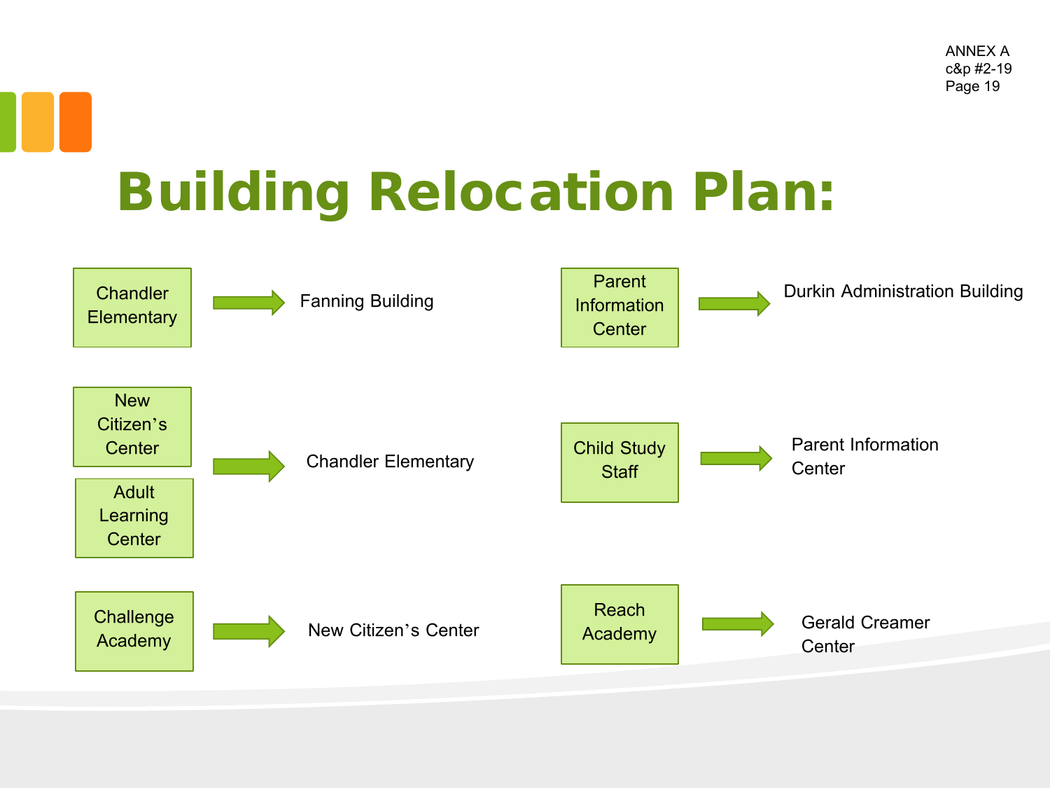ANNEX A
c&p #2-19
Page 19

# Building Relocation Plan:

| Current | | New Location |
|---|---|---|
| Chandler Elementary | → | Fanning Building |
| New Citizen's Center, Adult Learning Center | → | Chandler Elementary |
| Challenge Academy | → | New Citizen's Center |
| Parent Information Center | → | Durkin Administration Building |
| Child Study Staff | → | Parent Information Center |
| Reach Academy | → | Gerald Creamer Center |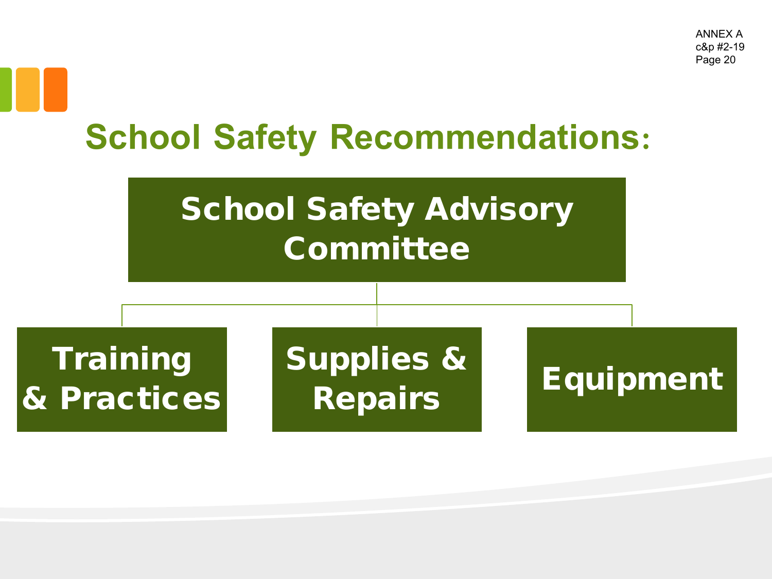ANNEX A
c&p #2-19
Page 20

# School Safety Recommendations:

**School Safety Advisory Committee**

- **Training & Practices**
- **Supplies & Repairs**
- **Equipment**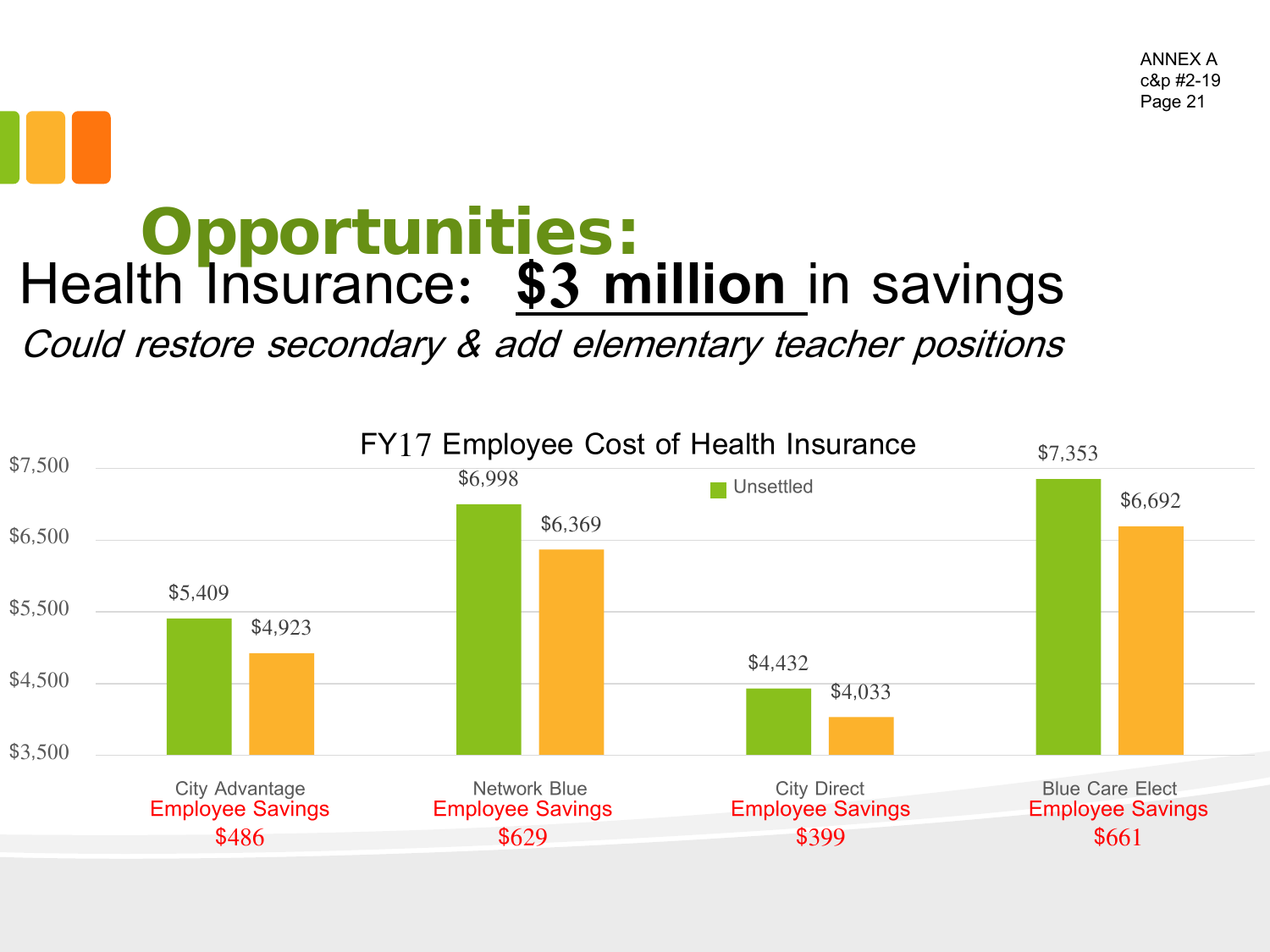ANNEX A
c&p #2-19
Page 21

# Opportunities:

## Health Insurance: **$3 million** in savings

*Could restore secondary & add elementary teacher positions*

### FY17 Employee Cost of Health Insurance

| Plan | Unsettled | | Employee Savings |
|---|---|---|---|
| City Advantage | $5,409 | $4,923 | $486 |
| Network Blue | $6,998 | $6,369 | $629 |
| City Direct | $4,432 | $4,033 | $399 |
| Blue Care Elect | $7,353 | $6,692 | $661 |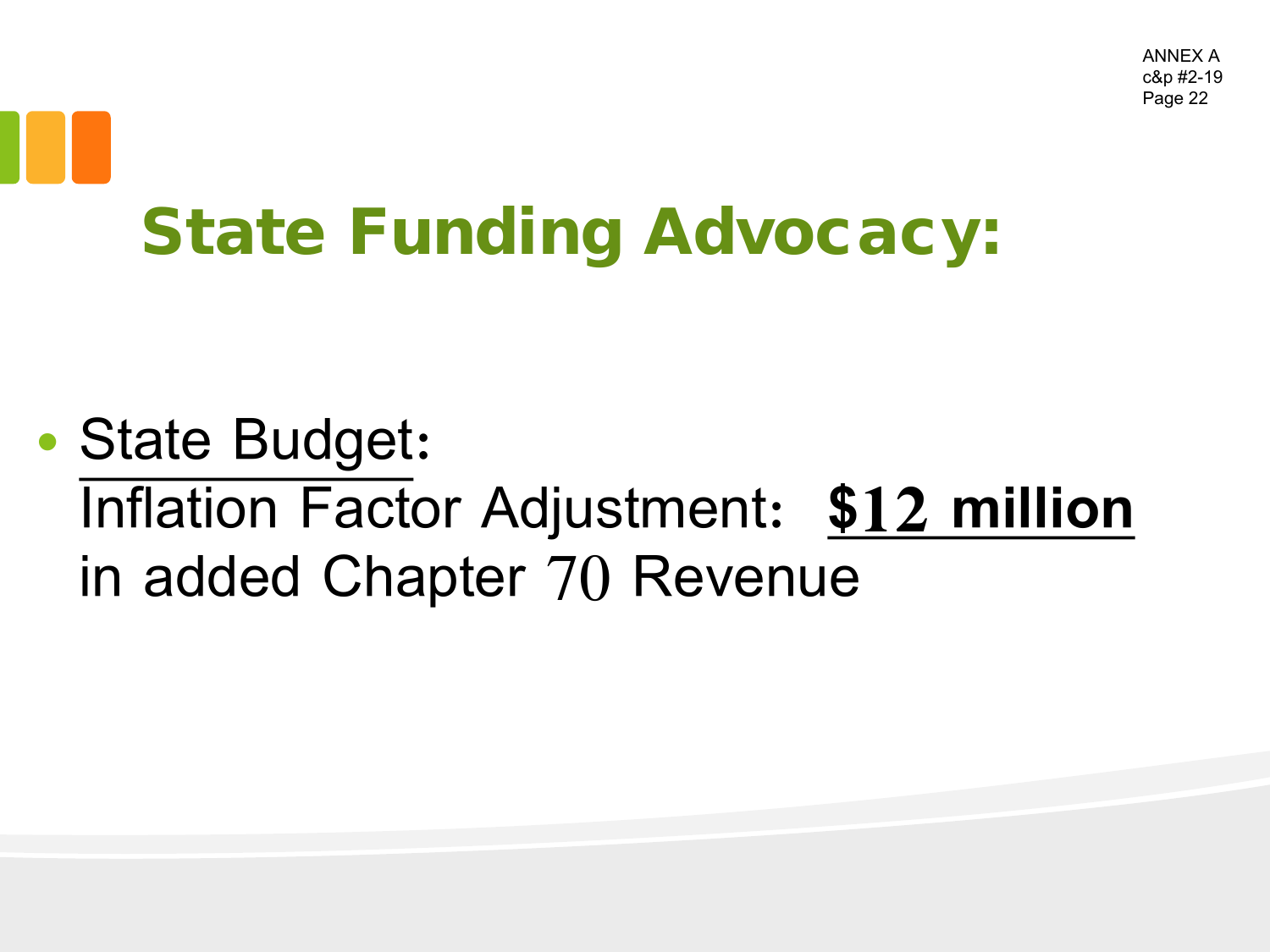ANNEX A
c&p #2-19
Page 22

# State Funding Advocacy:

- State Budget:
  Inflation Factor Adjustment: **$12 million**
  in added Chapter 70 Revenue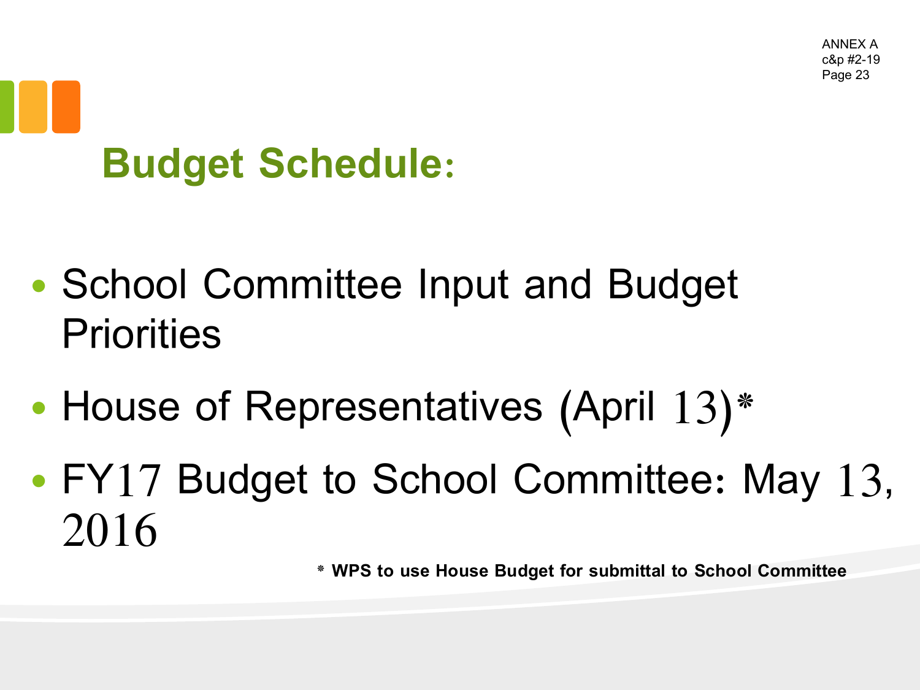ANNEX A
c&p #2-19
Page 23

# Budget Schedule:

- School Committee Input and Budget Priorities
- House of Representatives (April 13)*
- FY17 Budget to School Committee: May 13, 2016

**\* WPS to use House Budget for submittal to School Committee**